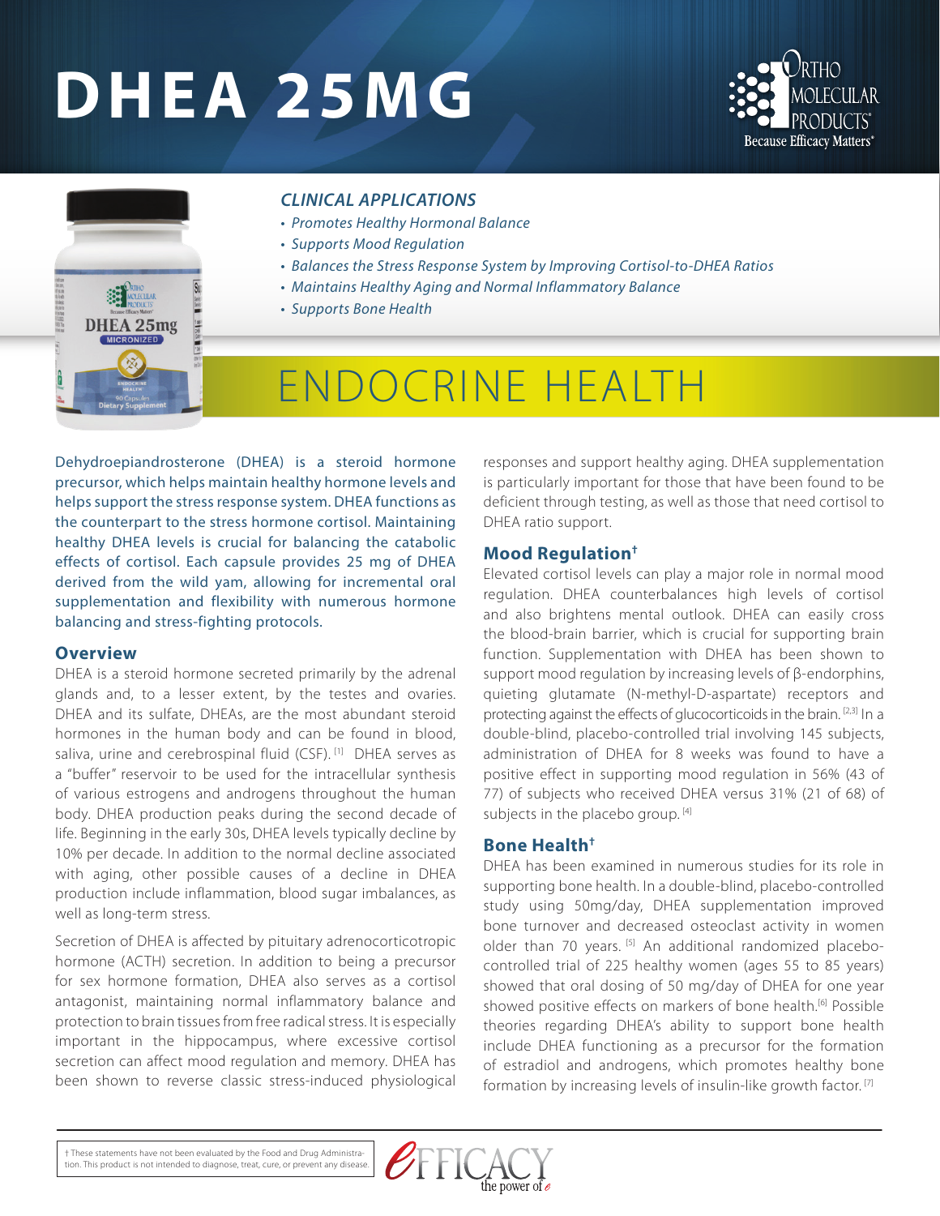# DHEA 25MG

## CLINICAL APPLICATIONS

- *Promotes Healthy Hormonal Balance*
- *Supports Mood Regulation*
- *Balances the Stress Response System by Improving Cortisol-to-DHEA Ratios*
- *Maintains Healthy Aging and Normal Inflammatory Balance*
- *Supports Bone Health*

# ENDOCRINE HEALTH

Dehydroepiandrosterone (DHEA) is a steroid hormone precursor, which helps maintain healthy hormone levels and helps support the stress response system. DHEA functions as the counterpart to the stress hormone cortisol. Maintaining healthy DHEA levels is crucial for balancing the catabolic effects of cortisol. Each capsule provides 25 mg of DHEA derived from the wild yam, allowing for incremental oral supplementation and flexibility with numerous hormone balancing and stress-fighting protocols.

## Overview

DHEA is a steroid hormone secreted primarily by the adrenal glands and, to a lesser extent, by the testes and ovaries. DHEA and its sulfate, DHEAs, are the most abundant steroid hormones in the human body and can be found in blood, saliva, urine and cerebrospinal fluid (CSF).[1] DHEA serves as a "buffer" reservoir to be used for the intracellular synthesis of various estrogens and androgens throughout the human body. DHEA production peaks during the second decade of life. Beginning in the early 30s, DHEA levels typically decline by 10% per decade. In addition to the normal decline associated with aging, other possible causes of a decline in DHEA production include inflammation, blood sugar imbalances, as well as long-term stress.

Secretion of DHEA is affected by pituitary adrenocorticotropic hormone (ACTH) secretion. In addition to being a precursor for sex hormone formation, DHEA also serves as a cortisol antagonist, maintaining normal inflammatory balance and protection to brain tissues from free radical stress. It is especially important in the hippocampus, where excessive cortisol secretion can affect mood regulation and memory. DHEA has been shown to reverse classic stress-induced physiological responses and support healthy aging. DHEA supplementation is particularly important for those that have been found to be deficient through testing, as well as those that need cortisol to DHEA ratio support.

## Mood Regulation†

Elevated cortisol levels can play a major role in normal mood regulation. DHEA counterbalances high levels of cortisol and also brightens mental outlook. DHEA can easily cross the blood-brain barrier, which is crucial for supporting brain function. Supplementation with DHEA has been shown to support mood regulation by increasing levels of β-endorphins, quieting glutamate (N-methyl-D-aspartate) receptors and protecting against the effects of glucocorticoids in the brain.[2,3] In a double-blind, placebo-controlled trial involving 145 subjects, administration of DHEA for 8 weeks was found to have a positive effect in supporting mood regulation in 56% (43 of 77) of subjects who received DHEA versus 31% (21 of 68) of subjects in the placebo group.[4]

## Bone Health†

DHEA has been examined in numerous studies for its role in supporting bone health. In a double-blind, placebo-controlled study using 50mg/day, DHEA supplementation improved bone turnover and decreased osteoclast activity in women older than 70 years.[5] An additional randomized placebo-controlled trial of 225 healthy women (ages 55 to 85 years) showed that oral dosing of 50 mg/day of DHEA for one year showed positive effects on markers of bone health.[6] Possible theories regarding DHEA's ability to support bone health include DHEA functioning as a precursor for the formation of estradiol and androgens, which promotes healthy bone formation by increasing levels of insulin-like growth factor.[7]

† These statements have not been evaluated by the Food and Drug Administration. This product is not intended to diagnose, treat, cure, or prevent any disease.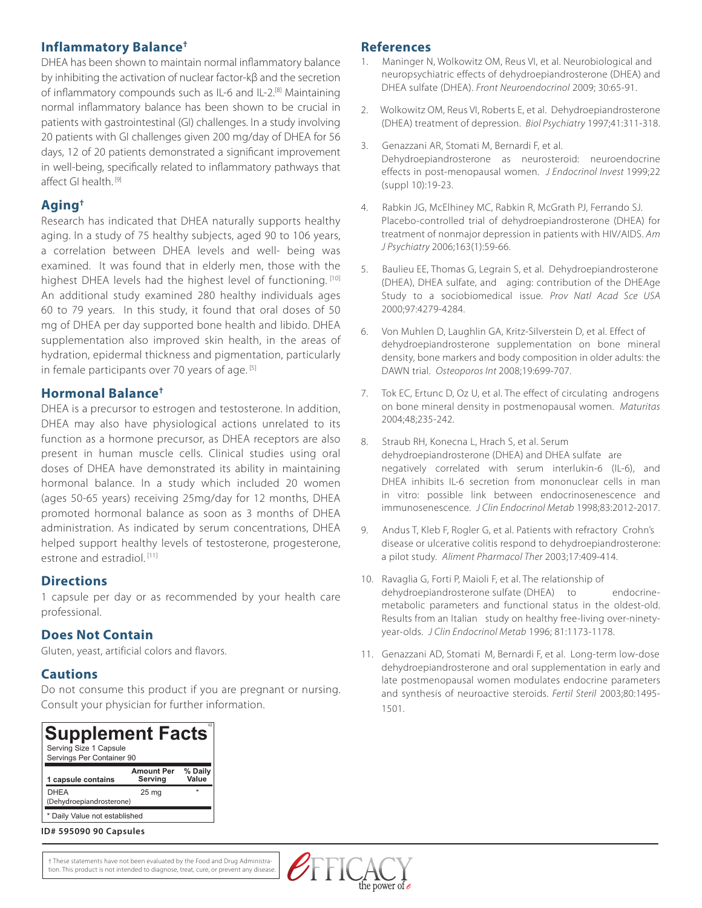## Inflammatory Balance†

DHEA has been shown to maintain normal inflammatory balance by inhibiting the activation of nuclear factor-kβ and the secretion of inflammatory compounds such as IL-6 and IL-2.[8] Maintaining normal inflammatory balance has been shown to be crucial in patients with gastrointestinal (GI) challenges. In a study involving 20 patients with GI challenges given 200 mg/day of DHEA for 56 days, 12 of 20 patients demonstrated a significant improvement in well-being, specifically related to inflammatory pathways that affect GI health.[9]

## Aging†

Research has indicated that DHEA naturally supports healthy aging. In a study of 75 healthy subjects, aged 90 to 106 years, a correlation between DHEA levels and well- being was examined. It was found that in elderly men, those with the highest DHEA levels had the highest level of functioning.[10] An additional study examined 280 healthy individuals ages 60 to 79 years. In this study, it found that oral doses of 50 mg of DHEA per day supported bone health and libido. DHEA supplementation also improved skin health, in the areas of hydration, epidermal thickness and pigmentation, particularly in female participants over 70 years of age.[5]

## Hormonal Balance†

DHEA is a precursor to estrogen and testosterone. In addition, DHEA may also have physiological actions unrelated to its function as a hormone precursor, as DHEA receptors are also present in human muscle cells. Clinical studies using oral doses of DHEA have demonstrated its ability in maintaining hormonal balance. In a study which included 20 women (ages 50-65 years) receiving 25mg/day for 12 months, DHEA promoted hormonal balance as soon as 3 months of DHEA administration. As indicated by serum concentrations, DHEA helped support healthy levels of testosterone, progesterone, estrone and estradiol.[11]

## Directions

1 capsule per day or as recommended by your health care professional.

## Does Not Contain

Gluten, yeast, artificial colors and flavors.

## Cautions

Do not consume this product if you are pregnant or nursing. Consult your physician for further information.

## Supplement Facts

Serving Size 1 Capsule
Servings Per Container 90

| 1 capsule contains | Amount Per Serving | % Daily Value |
|---|---|---|
| DHEA (Dehydroepiandrosterone) | 25 mg | * |

\* Daily Value not established

**ID# 595090 90 Capsules**

## References

1. Maninger N, Wolkowitz OM, Reus VI, et al. Neurobiological and neuropsychiatric effects of dehydroepiandrosterone (DHEA) and DHEA sulfate (DHEA). *Front Neuroendocrinol* 2009; 30:65-91.
2. Wolkowitz OM, Reus VI, Roberts E, et al. Dehydroepiandrosterone (DHEA) treatment of depression. *Biol Psychiatry* 1997;41:311-318.
3. Genazzani AR, Stomati M, Bernardi F, et al. Dehydroepiandrosterone as neurosteroid: neuroendocrine effects in post-menopausal women. *J Endocrinol Invest* 1999;22 (suppl 10):19-23.
4. Rabkin JG, McElhiney MC, Rabkin R, McGrath PJ, Ferrando SJ. Placebo-controlled trial of dehydroepiandrosterone (DHEA) for treatment of nonmajor depression in patients with HIV/AIDS. *Am J Psychiatry* 2006;163(1):59-66.
5. Baulieu EE, Thomas G, Legrain S, et al. Dehydroepiandrosterone (DHEA), DHEA sulfate, and aging: contribution of the DHEAge Study to a sociobiomedical issue. *Prov Natl Acad Sce USA* 2000;97:4279-4284.
6. Von Muhlen D, Laughlin GA, Kritz-Silverstein D, et al. Effect of dehydroepiandrosterone supplementation on bone mineral density, bone markers and body composition in older adults: the DAWN trial. *Osteoporos Int* 2008;19:699-707.
7. Tok EC, Ertunc D, Oz U, et al. The effect of circulating androgens on bone mineral density in postmenopausal women. *Maturitas* 2004;48;235-242.
8. Straub RH, Konecna L, Hrach S, et al. Serum dehydroepiandrosterone (DHEA) and DHEA sulfate are negatively correlated with serum interlukin-6 (IL-6), and DHEA inhibits IL-6 secretion from mononuclear cells in man in vitro: possible link between endocrinosenescence and immunosenescence. *J Clin Endocrinol Metab* 1998;83:2012-2017.
9. Andus T, Kleb F, Rogler G, et al. Patients with refractory Crohn's disease or ulcerative colitis respond to dehydroepiandrosterone: a pilot study. *Aliment Pharmacol Ther* 2003;17:409-414.
10. Ravaglia G, Forti P, Maioli F, et al. The relationship of dehydroepiandrosterone sulfate (DHEA) to endocrine-metabolic parameters and functional status in the oldest-old. Results from an Italian study on healthy free-living over-ninety-year-olds. *J Clin Endocrinol Metab* 1996; 81:1173-1178.
11. Genazzani AD, Stomati M, Bernardi F, et al. Long-term low-dose dehydroepiandrosterone and oral supplementation in early and late postmenopausal women modulates endocrine parameters and synthesis of neuroactive steroids. *Fertil Steril* 2003;80:1495-1501.

† These statements have not been evaluated by the Food and Drug Administration. This product is not intended to diagnose, treat, cure, or prevent any disease.

eFFICACY the power of e